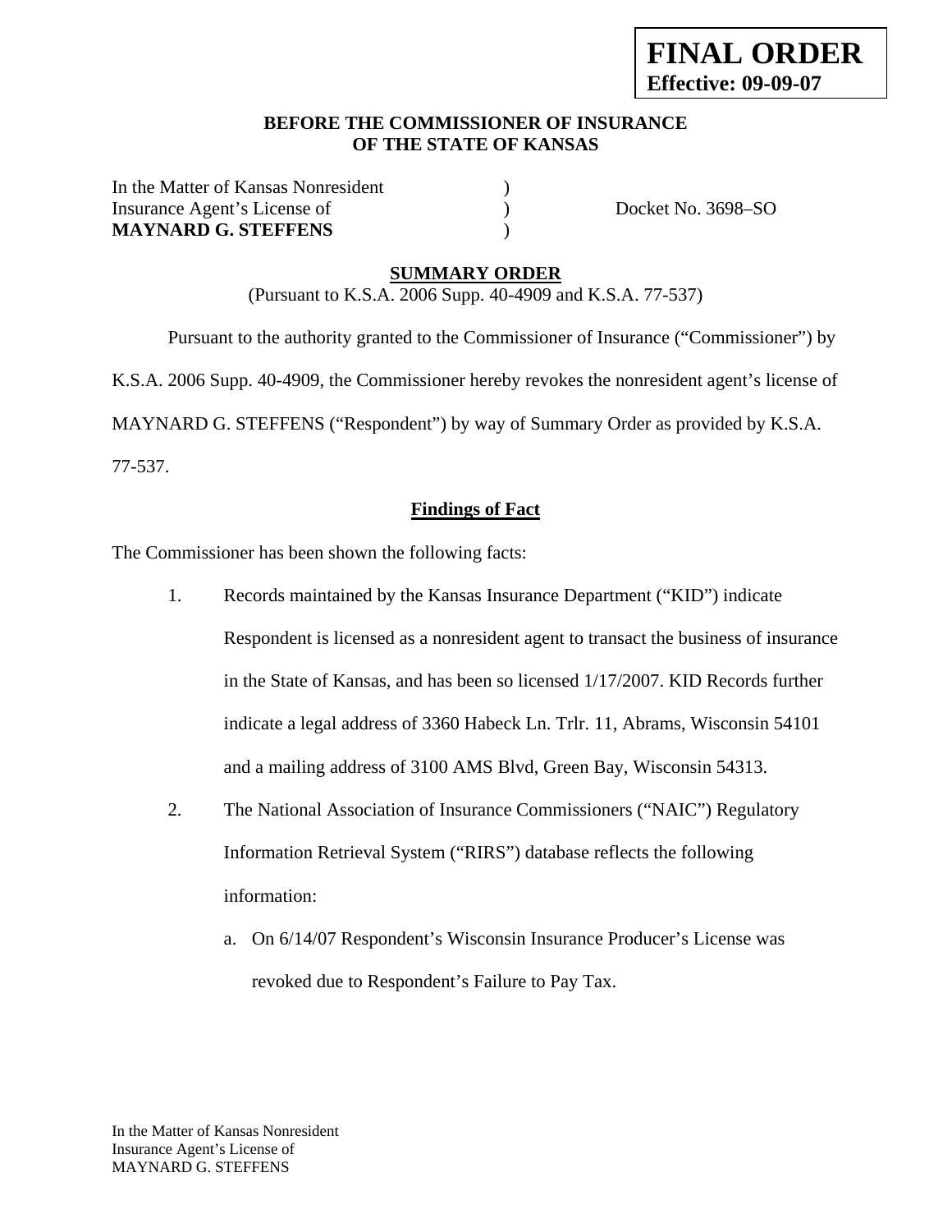**FINAL ORDER**
**Effective: 09-09-07**

**BEFORE THE COMMISSIONER OF INSURANCE**
**OF THE STATE OF KANSAS**

In the Matter of Kansas Nonresident )
Insurance Agent's License of ) Docket No. 3698–SO
**MAYNARD G. STEFFENS** )

## SUMMARY ORDER

(Pursuant to K.S.A. 2006 Supp. 40-4909 and K.S.A. 77-537)

Pursuant to the authority granted to the Commissioner of Insurance ("Commissioner") by K.S.A. 2006 Supp. 40-4909, the Commissioner hereby revokes the nonresident agent's license of MAYNARD G. STEFFENS ("Respondent") by way of Summary Order as provided by K.S.A. 77-537.

### Findings of Fact

The Commissioner has been shown the following facts:

1. Records maintained by the Kansas Insurance Department ("KID") indicate Respondent is licensed as a nonresident agent to transact the business of insurance in the State of Kansas, and has been so licensed 1/17/2007. KID Records further indicate a legal address of 3360 Habeck Ln. Trlr. 11, Abrams, Wisconsin 54101 and a mailing address of 3100 AMS Blvd, Green Bay, Wisconsin 54313.

2. The National Association of Insurance Commissioners ("NAIC") Regulatory Information Retrieval System ("RIRS") database reflects the following information:

   a. On 6/14/07 Respondent's Wisconsin Insurance Producer's License was revoked due to Respondent's Failure to Pay Tax.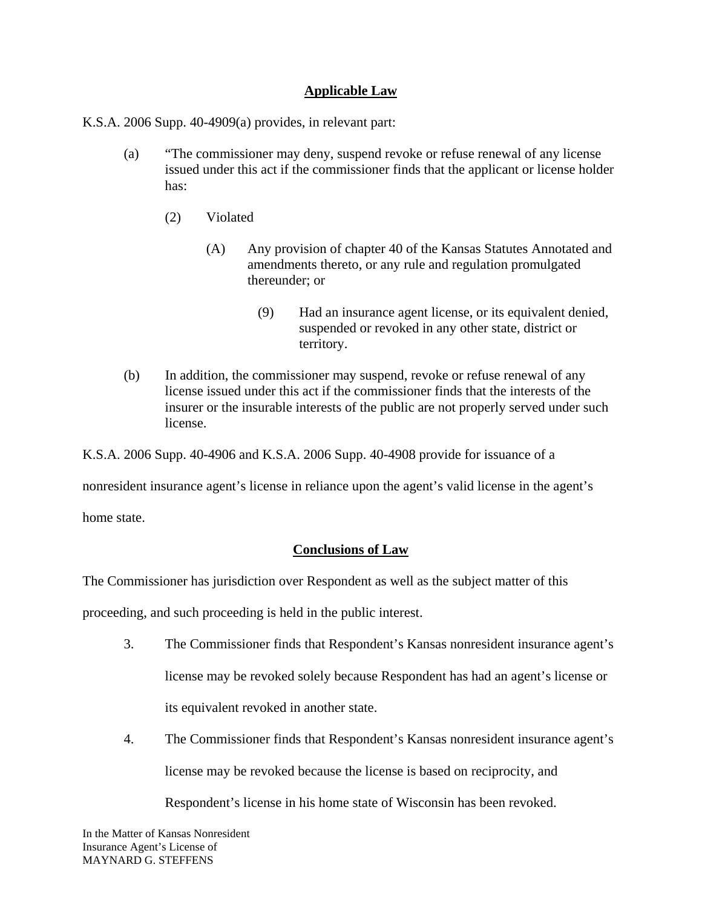## Applicable Law

K.S.A. 2006 Supp. 40-4909(a) provides, in relevant part:

(a) "The commissioner may deny, suspend revoke or refuse renewal of any license issued under this act if the commissioner finds that the applicant or license holder has:

(2) Violated

(A) Any provision of chapter 40 of the Kansas Statutes Annotated and amendments thereto, or any rule and regulation promulgated thereunder; or

(9) Had an insurance agent license, or its equivalent denied, suspended or revoked in any other state, district or territory.

(b) In addition, the commissioner may suspend, revoke or refuse renewal of any license issued under this act if the commissioner finds that the interests of the insurer or the insurable interests of the public are not properly served under such license.

K.S.A. 2006 Supp. 40-4906 and K.S.A. 2006 Supp. 40-4908 provide for issuance of a nonresident insurance agent's license in reliance upon the agent's valid license in the agent's home state.

## Conclusions of Law

The Commissioner has jurisdiction over Respondent as well as the subject matter of this proceeding, and such proceeding is held in the public interest.

3. The Commissioner finds that Respondent's Kansas nonresident insurance agent's license may be revoked solely because Respondent has had an agent's license or its equivalent revoked in another state.

4. The Commissioner finds that Respondent's Kansas nonresident insurance agent's license may be revoked because the license is based on reciprocity, and Respondent's license in his home state of Wisconsin has been revoked.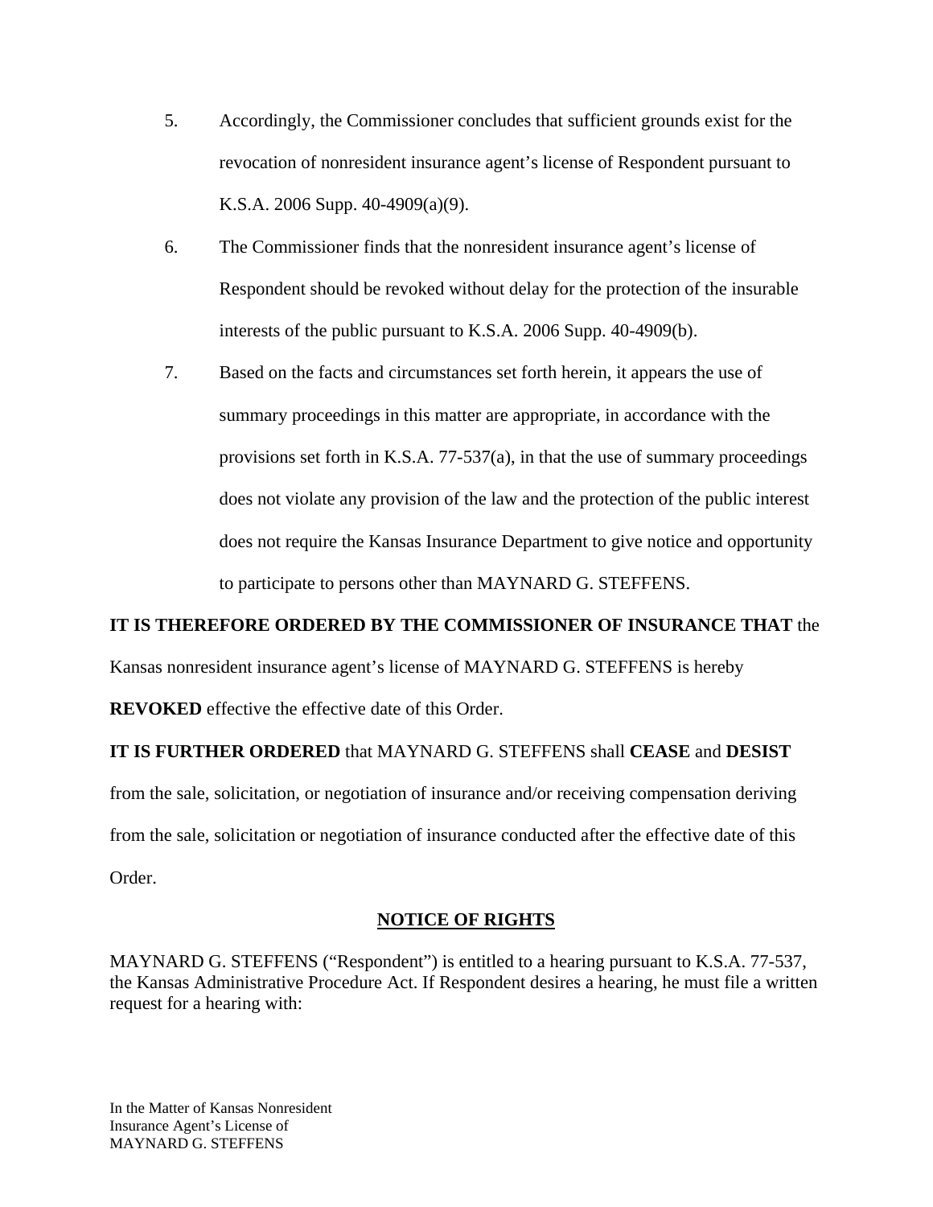5. Accordingly, the Commissioner concludes that sufficient grounds exist for the revocation of nonresident insurance agent's license of Respondent pursuant to K.S.A. 2006 Supp. 40-4909(a)(9).

6. The Commissioner finds that the nonresident insurance agent's license of Respondent should be revoked without delay for the protection of the insurable interests of the public pursuant to K.S.A. 2006 Supp. 40-4909(b).

7. Based on the facts and circumstances set forth herein, it appears the use of summary proceedings in this matter are appropriate, in accordance with the provisions set forth in K.S.A. 77-537(a), in that the use of summary proceedings does not violate any provision of the law and the protection of the public interest does not require the Kansas Insurance Department to give notice and opportunity to participate to persons other than MAYNARD G. STEFFENS.

**IT IS THEREFORE ORDERED BY THE COMMISSIONER OF INSURANCE THAT** the Kansas nonresident insurance agent's license of MAYNARD G. STEFFENS is hereby **REVOKED** effective the effective date of this Order.

**IT IS FURTHER ORDERED** that MAYNARD G. STEFFENS shall **CEASE** and **DESIST** from the sale, solicitation, or negotiation of insurance and/or receiving compensation deriving from the sale, solicitation or negotiation of insurance conducted after the effective date of this Order.

## NOTICE OF RIGHTS

MAYNARD G. STEFFENS ("Respondent") is entitled to a hearing pursuant to K.S.A. 77-537, the Kansas Administrative Procedure Act. If Respondent desires a hearing, he must file a written request for a hearing with: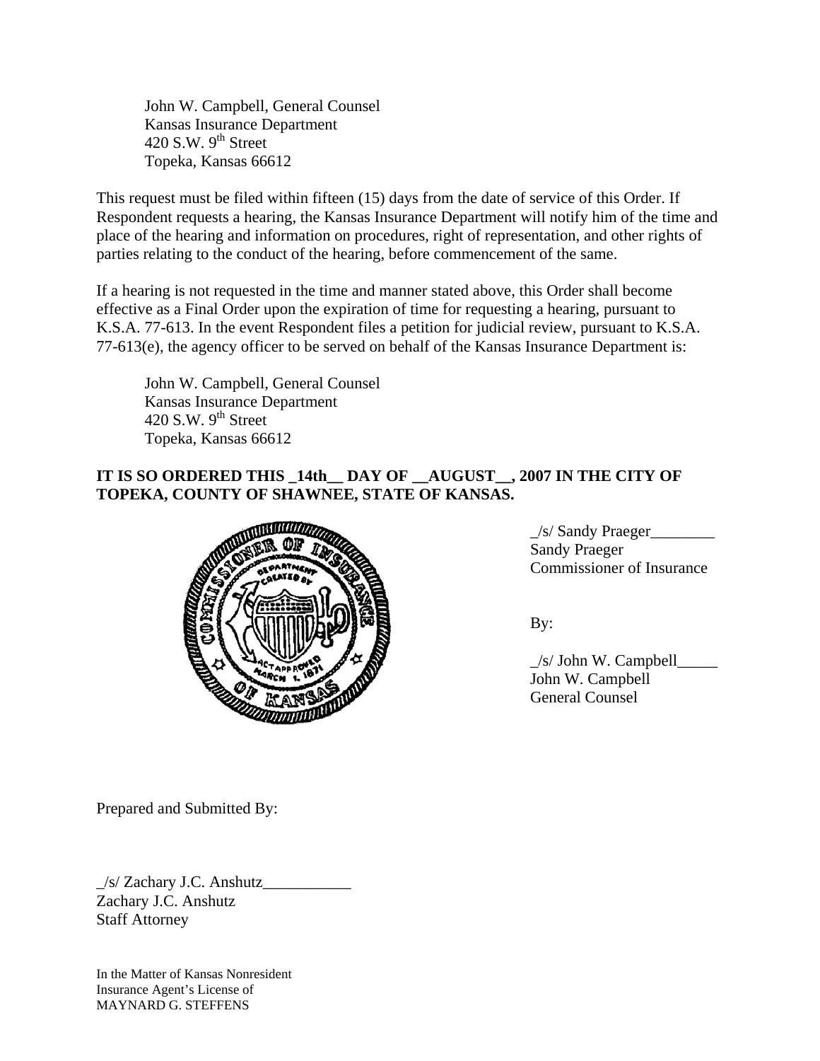John W. Campbell, General Counsel
Kansas Insurance Department
420 S.W. 9th Street
Topeka, Kansas 66612

This request must be filed within fifteen (15) days from the date of service of this Order. If Respondent requests a hearing, the Kansas Insurance Department will notify him of the time and place of the hearing and information on procedures, right of representation, and other rights of parties relating to the conduct of the hearing, before commencement of the same.

If a hearing is not requested in the time and manner stated above, this Order shall become effective as a Final Order upon the expiration of time for requesting a hearing, pursuant to K.S.A. 77-613. In the event Respondent files a petition for judicial review, pursuant to K.S.A. 77-613(e), the agency officer to be served on behalf of the Kansas Insurance Department is:

John W. Campbell, General Counsel
Kansas Insurance Department
420 S.W. 9th Street
Topeka, Kansas 66612

**IT IS SO ORDERED THIS _14th__ DAY OF __AUGUST__, 2007 IN THE CITY OF TOPEKA, COUNTY OF SHAWNEE, STATE OF KANSAS.**

_/s/ Sandy Praeger________
Sandy Praeger
Commissioner of Insurance

By:

_/s/ John W. Campbell_____
John W. Campbell
General Counsel

Prepared and Submitted By:

_/s/ Zachary J.C. Anshutz___________
Zachary J.C. Anshutz
Staff Attorney

In the Matter of Kansas Nonresident
Insurance Agent's License of
MAYNARD G. STEFFENS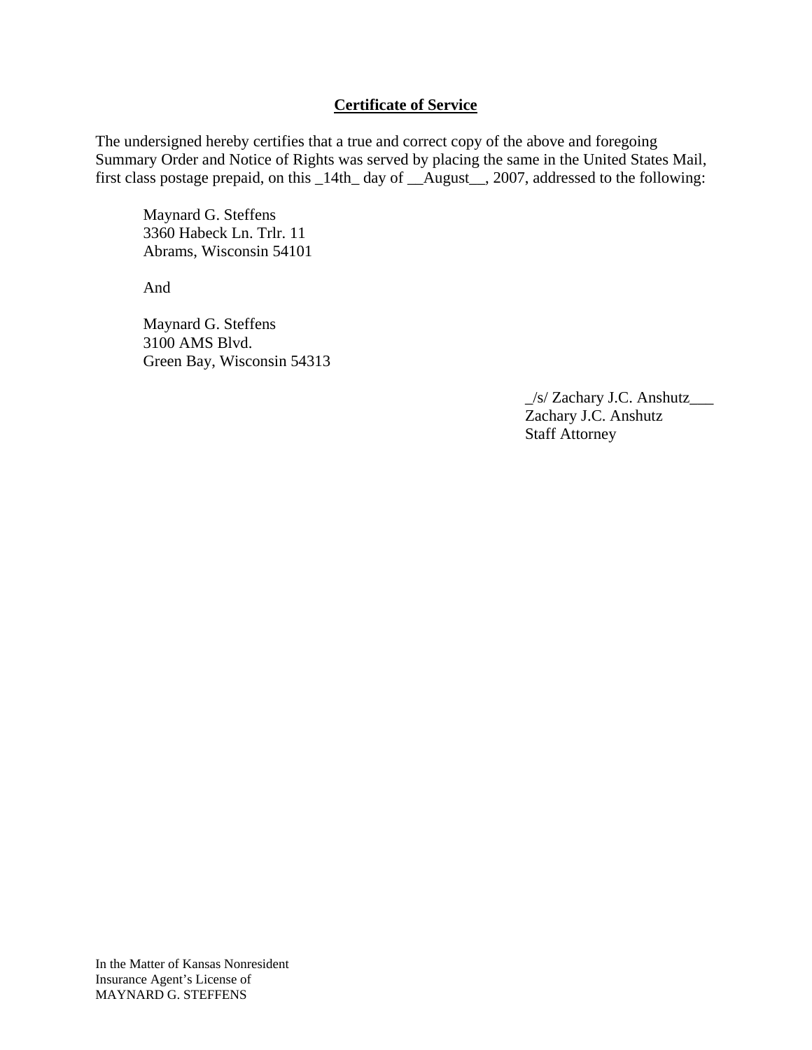**Certificate of Service**

The undersigned hereby certifies that a true and correct copy of the above and foregoing Summary Order and Notice of Rights was served by placing the same in the United States Mail, first class postage prepaid, on this _14th_ day of __August__, 2007, addressed to the following:

Maynard G. Steffens
3360 Habeck Ln. Trlr. 11
Abrams, Wisconsin 54101

And

Maynard G. Steffens
3100 AMS Blvd.
Green Bay, Wisconsin 54313

_/s/ Zachary J.C. Anshutz___
Zachary J.C. Anshutz
Staff Attorney

In the Matter of Kansas Nonresident
Insurance Agent's License of
MAYNARD G. STEFFENS